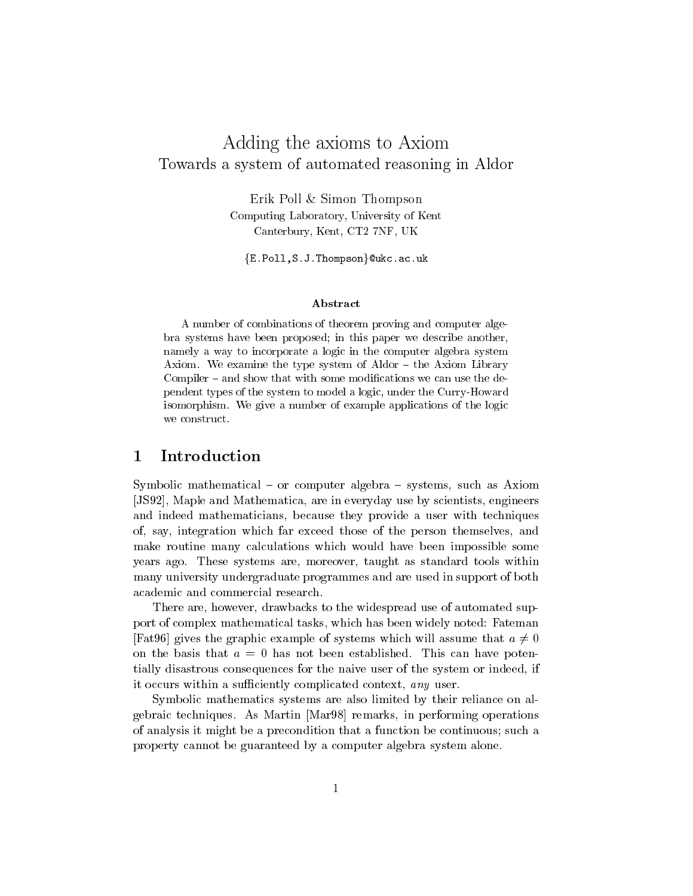# Adding the axioms to Axiom

## Towards a system of automated reasoning in Aldor

Erik Poll & Simon Thompson

Computing Laboratory, University of Kent

Canterbury, Kent, CT2 7NF, UK

{E.Poll,S.J.Thompson}@ukc.ac.uk

### Abstract

A number of combinations of theorem proving and computer algebra systems have been proposed; in this paper we describe another, namely a way to incorporate a logic in the computer algebra system Axiom. We examine the type system of Aldor – the Axiom Library Compiler – and show that with some modifications we can use the dependent types of the system to model a logic, under the Curry-Howard isomorphism. We give a number of example applications of the logic we construct.

## 1 Introduction

Symbolic mathematical – or computer algebra – systems, such as Axiom [JS92], Maple and Mathematica, are in everyday use by scientists, engineers and indeed mathematicians, because they provide a user with techniques of, say, integration which far exceed those of the person themselves, and make routine many calculations which would have been impossible some years ago. These systems are, moreover, taught as standard tools within many university undergraduate programmes and are used in support of both academic and commercial research.

There are, however, drawbacks to the widespread use of automated support of complex mathematical tasks, which has been widely noted: Fateman [Fat96] gives the graphic example of systems which will assume that $a \neq 0$ on the basis that $a = 0$ has not been established. This can have potentially disastrous consequences for the naive user of the system or indeed, if it occurs within a sufficiently complicated context, *any* user.

Symbolic mathematics systems are also limited by their reliance on algebraic techniques. As Martin [Mar98] remarks, in performing operations of analysis it might be a precondition that a function be continuous; such a property cannot be guaranteed by a computer algebra system alone.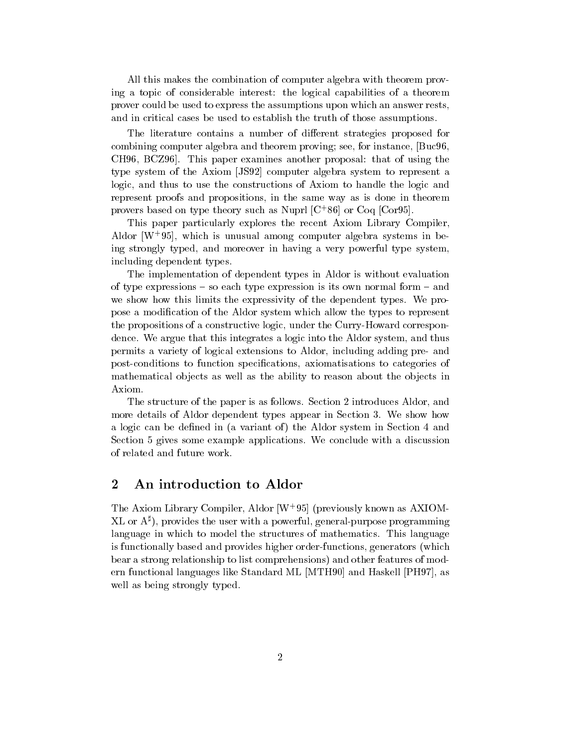All this makes the combination of computer algebra with theorem proving a topic of considerable interest: the logical capabilities of a theorem prover could be used to express the assumptions upon which an answer rests, and in critical cases be used to establish the truth of those assumptions.

The literature contains a number of different strategies proposed for combining computer algebra and theorem proving; see, for instance, [Buc96, CH96, BCZ96]. This paper examines another proposal: that of using the type system of the Axiom [JS92] computer algebra system to represent a logic, and thus to use the constructions of Axiom to handle the logic and represent proofs and propositions, in the same way as is done in theorem provers based on type theory such as Nuprl [C+86] or Coq [Cor95].

This paper particularly explores the recent Axiom Library Compiler, Aldor [W+95], which is unusual among computer algebra systems in being strongly typed, and moreover in having a very powerful type system, including dependent types.

The implementation of dependent types in Aldor is without evaluation of type expressions – so each type expression is its own normal form – and we show how this limits the expressivity of the dependent types. We propose a modification of the Aldor system which allow the types to represent the propositions of a constructive logic, under the Curry-Howard correspondence. We argue that this integrates a logic into the Aldor system, and thus permits a variety of logical extensions to Aldor, including adding pre- and post-conditions to function specifications, axiomatisations to categories of mathematical objects as well as the ability to reason about the objects in Axiom.

The structure of the paper is as follows. Section 2 introduces Aldor, and more details of Aldor dependent types appear in Section 3. We show how a logic can be defined in (a variant of) the Aldor system in Section 4 and Section 5 gives some example applications. We conclude with a discussion of related and future work.

## 2 An introduction to Aldor

The Axiom Library Compiler, Aldor [W+95] (previously known as AXIOM-XL or $A^\sharp$), provides the user with a powerful, general-purpose programming language in which to model the structures of mathematics. This language is functionally based and provides higher order-functions, generators (which bear a strong relationship to list comprehensions) and other features of modern functional languages like Standard ML [MTH90] and Haskell [PH97], as well as being strongly typed.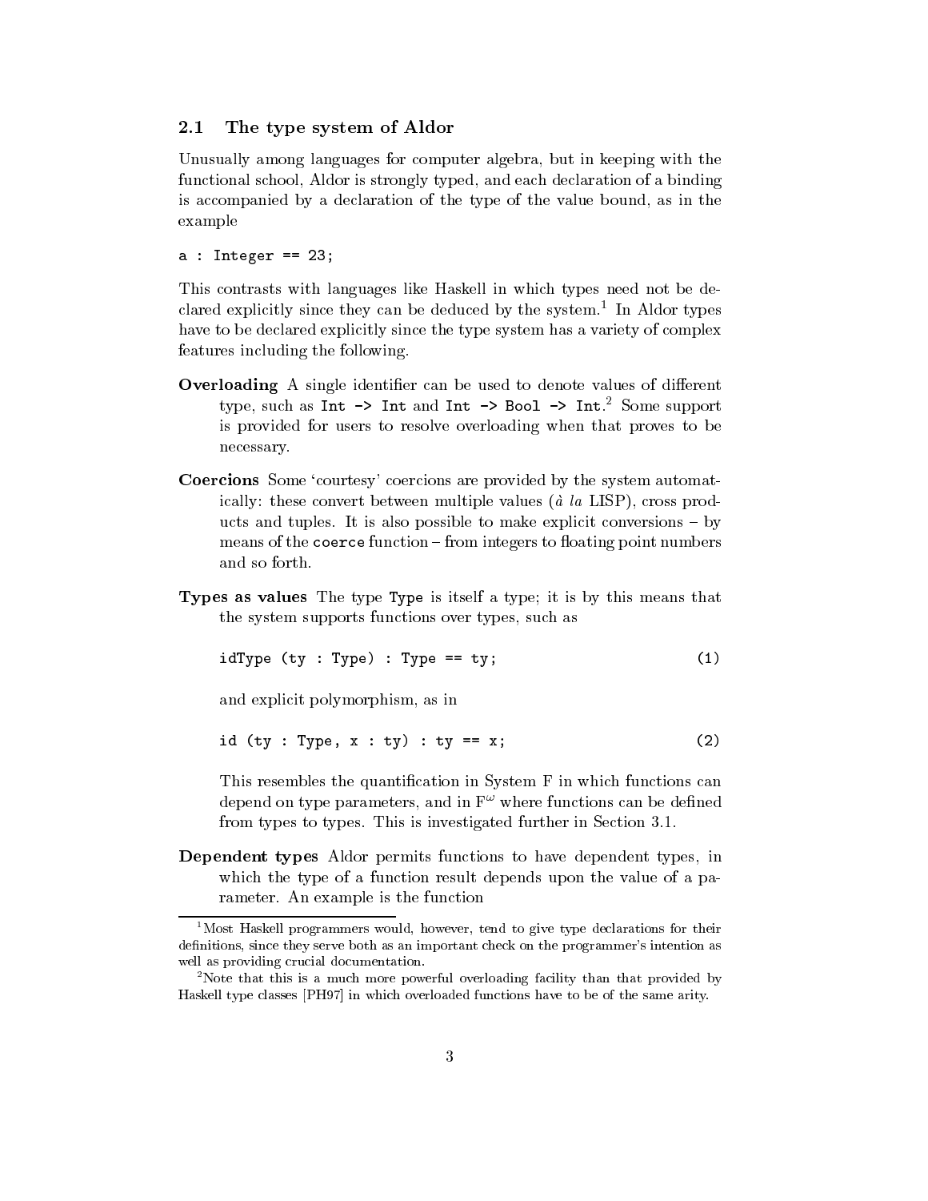## 2.1 The type system of Aldor

Unusually among languages for computer algebra, but in keeping with the functional school, Aldor is strongly typed, and each declaration of a binding is accompanied by a declaration of the type of the value bound, as in the example

```
a : Integer == 23;
```

This contrasts with languages like Haskell in which types need not be declared explicitly since they can be deduced by the system.[1] In Aldor types have to be declared explicitly since the type system has a variety of complex features including the following.

**Overloading** A single identifier can be used to denote values of different type, such as `Int -> Int` and `Int -> Bool -> Int`.[2] Some support is provided for users to resolve overloading when that proves to be necessary.

**Coercions** Some 'courtesy' coercions are provided by the system automatically: these convert between multiple values (*à la* LISP), cross products and tuples. It is also possible to make explicit conversions – by means of the `coerce` function – from integers to floating point numbers and so forth.

**Types as values** The type `Type` is itself a type; it is by this means that the system supports functions over types, such as

```
idType (ty : Type) : Type == ty;                    (1)
```

and explicit polymorphism, as in

```
id (ty : Type, x : ty) : ty == x;                   (2)
```

This resembles the quantification in System F in which functions can depend on type parameters, and in $F^\omega$ where functions can be defined from types to types. This is investigated further in Section 3.1.

**Dependent types** Aldor permits functions to have dependent types, in which the type of a function result depends upon the value of a parameter. An example is the function

---

[1] Most Haskell programmers would, however, tend to give type declarations for their definitions, since they serve both as an important check on the programmer's intention as well as providing crucial documentation.

[2] Note that this is a much more powerful overloading facility than that provided by Haskell type classes [PH97] in which overloaded functions have to be of the same arity.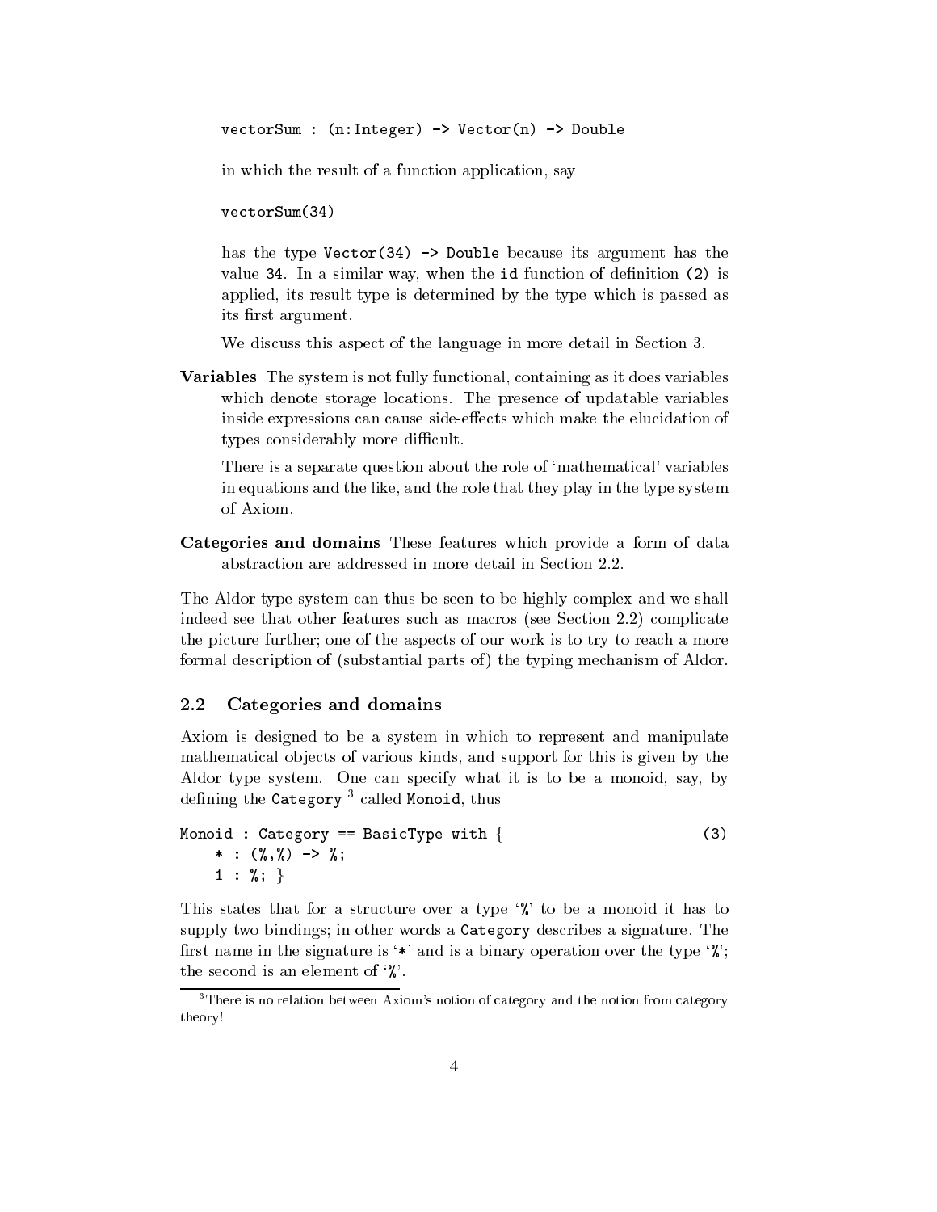```
vectorSum : (n:Integer) -> Vector(n) -> Double
```

in which the result of a function application, say

```
vectorSum(34)
```

has the type `Vector(34) -> Double` because its argument has the value `34`. In a similar way, when the `id` function of definition `(2)` is applied, its result type is determined by the type which is passed as its first argument.

We discuss this aspect of the language in more detail in Section 3.

**Variables** The system is not fully functional, containing as it does variables which denote storage locations. The presence of updatable variables inside expressions can cause side-effects which make the elucidation of types considerably more difficult.

There is a separate question about the role of 'mathematical' variables in equations and the like, and the role that they play in the type system of Axiom.

**Categories and domains** These features which provide a form of data abstraction are addressed in more detail in Section 2.2.

The Aldor type system can thus be seen to be highly complex and we shall indeed see that other features such as macros (see Section 2.2) complicate the picture further; one of the aspects of our work is to try to reach a more formal description of (substantial parts of) the typing mechanism of Aldor.

## 2.2 Categories and domains

Axiom is designed to be a system in which to represent and manipulate mathematical objects of various kinds, and support for this is given by the Aldor type system. One can specify what it is to be a monoid, say, by defining the `Category` [3] called `Monoid`, thus

```
Monoid : Category == BasicType with {                          (3)
    * : (%,%) -> %;
    1 : %; }
```

This states that for a structure over a type '`%`' to be a monoid it has to supply two bindings; in other words a `Category` describes a signature. The first name in the signature is '`*`' and is a binary operation over the type '`%`'; the second is an element of '`%`'.

[3] There is no relation between Axiom's notion of category and the notion from category theory!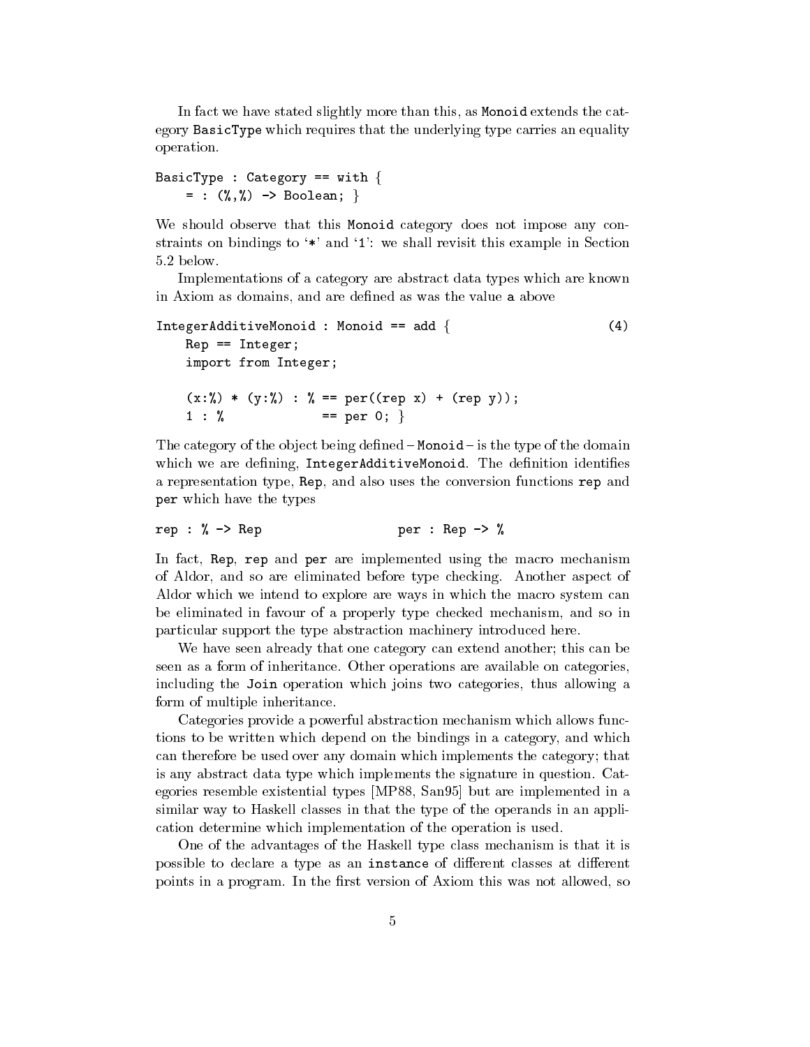In fact we have stated slightly more than this, as `Monoid` extends the category `BasicType` which requires that the underlying type carries an equality operation.

```
BasicType : Category == with {
    = : (%,%) -> Boolean; }
```

We should observe that this `Monoid` category does not impose any constraints on bindings to '`*`' and '`1`': we shall revisit this example in Section 5.2 below.

Implementations of a category are abstract data types which are known in Axiom as domains, and are defined as was the value `a` above

```
IntegerAdditiveMonoid : Monoid == add {                          (4)
    Rep == Integer;
    import from Integer;

    (x:%) * (y:%) : % == per((rep x) + (rep y));
    1 : %             == per 0; }
```

The category of the object being defined – `Monoid` – is the type of the domain which we are defining, `IntegerAdditiveMonoid`. The definition identifies a representation type, `Rep`, and also uses the conversion functions `rep` and `per` which have the types

```
rep : % -> Rep                    per : Rep -> %
```

In fact, `Rep`, `rep` and `per` are implemented using the macro mechanism of Aldor, and so are eliminated before type checking. Another aspect of Aldor which we intend to explore are ways in which the macro system can be eliminated in favour of a properly type checked mechanism, and so in particular support the type abstraction machinery introduced here.

We have seen already that one category can extend another; this can be seen as a form of inheritance. Other operations are available on categories, including the `Join` operation which joins two categories, thus allowing a form of multiple inheritance.

Categories provide a powerful abstraction mechanism which allows functions to be written which depend on the bindings in a category, and which can therefore be used over any domain which implements the category; that is any abstract data type which implements the signature in question. Categories resemble existential types [MP88, San95] but are implemented in a similar way to Haskell classes in that the type of the operands in an application determine which implementation of the operation is used.

One of the advantages of the Haskell type class mechanism is that it is possible to declare a type as an `instance` of different classes at different points in a program. In the first version of Axiom this was not allowed, so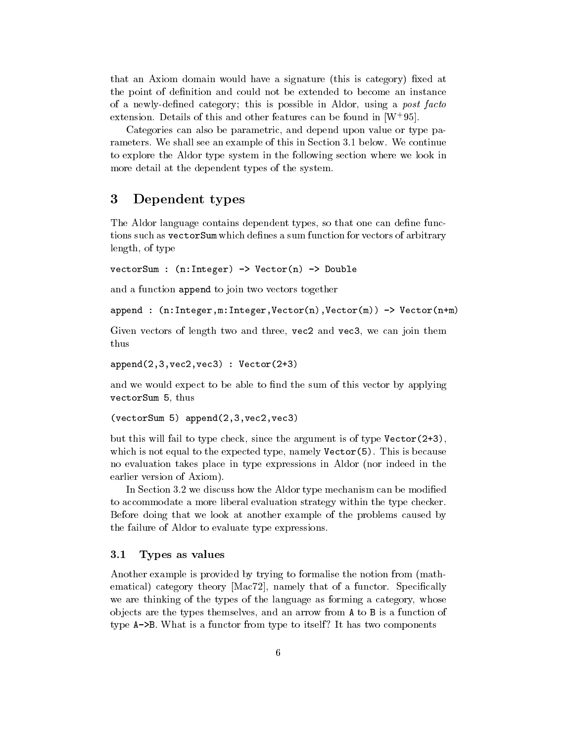that an Axiom domain would have a signature (this is category) fixed at the point of definition and could not be extended to become an instance of a newly-defined category; this is possible in Aldor, using a *post facto* extension. Details of this and other features can be found in [W+95].

Categories can also be parametric, and depend upon value or type parameters. We shall see an example of this in Section 3.1 below. We continue to explore the Aldor type system in the following section where we look in more detail at the dependent types of the system.

## 3 Dependent types

The Aldor language contains dependent types, so that one can define functions such as `vectorSum` which defines a sum function for vectors of arbitrary length, of type

```
vectorSum : (n:Integer) -> Vector(n) -> Double
```

and a function `append` to join two vectors together

```
append : (n:Integer,m:Integer,Vector(n),Vector(m)) -> Vector(n+m)
```

Given vectors of length two and three, `vec2` and `vec3`, we can join them thus

```
append(2,3,vec2,vec3) : Vector(2+3)
```

and we would expect to be able to find the sum of this vector by applying `vectorSum 5`, thus

```
(vectorSum 5) append(2,3,vec2,vec3)
```

but this will fail to type check, since the argument is of type `Vector(2+3)`, which is not equal to the expected type, namely `Vector(5)`. This is because no evaluation takes place in type expressions in Aldor (nor indeed in the earlier version of Axiom).

In Section 3.2 we discuss how the Aldor type mechanism can be modified to accommodate a more liberal evaluation strategy within the type checker. Before doing that we look at another example of the problems caused by the failure of Aldor to evaluate type expressions.

### 3.1 Types as values

Another example is provided by trying to formalise the notion from (mathematical) category theory [Mac72], namely that of a functor. Specifically we are thinking of the types of the language as forming a category, whose objects are the types themselves, and an arrow from `A` to `B` is a function of type `A->B`. What is a functor from type to itself? It has two components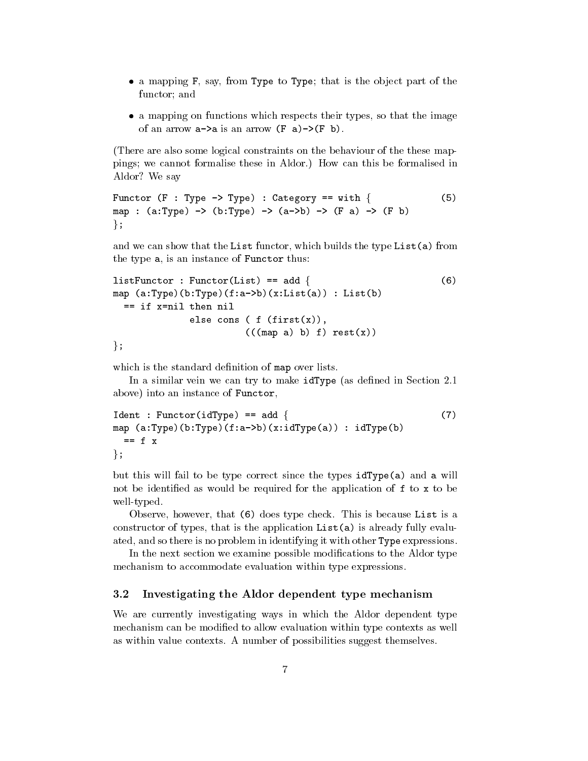- a mapping F, say, from Type to Type; that is the object part of the functor; and
- a mapping on functions which respects their types, so that the image of an arrow a->a is an arrow (F a)->(F b).

(There are also some logical constraints on the behaviour of the these mappings; we cannot formalise these in Aldor.) How can this be formalised in Aldor? We say

```
Functor (F : Type -> Type) : Category == with {              (5)
map : (a:Type) -> (b:Type) -> (a->b) -> (F a) -> (F b)
};
```

and we can show that the List functor, which builds the type List(a) from the type a, is an instance of Functor thus:

```
listFunctor : Functor(List) == add {                         (6)
map (a:Type)(b:Type)(f:a->b)(x:List(a)) : List(b)
  == if x=nil then nil
              else cons ( f (first(x)),
                          (((map a) b) f) rest(x))
};
```

which is the standard definition of map over lists.

In a similar vein we can try to make idType (as defined in Section 2.1 above) into an instance of Functor,

```
Ident : Functor(idType) == add {                             (7)
map (a:Type)(b:Type)(f:a->b)(x:idType(a)) : idType(b)
  == f x
};
```

but this will fail to be type correct since the types idType(a) and a will not be identified as would be required for the application of f to x to be well-typed.

Observe, however, that (6) does type check. This is because List is a constructor of types, that is the application List(a) is already fully evaluated, and so there is no problem in identifying it with other Type expressions.

In the next section we examine possible modifications to the Aldor type mechanism to accommodate evaluation within type expressions.

### 3.2 Investigating the Aldor dependent type mechanism

We are currently investigating ways in which the Aldor dependent type mechanism can be modified to allow evaluation within type contexts as well as within value contexts. A number of possibilities suggest themselves.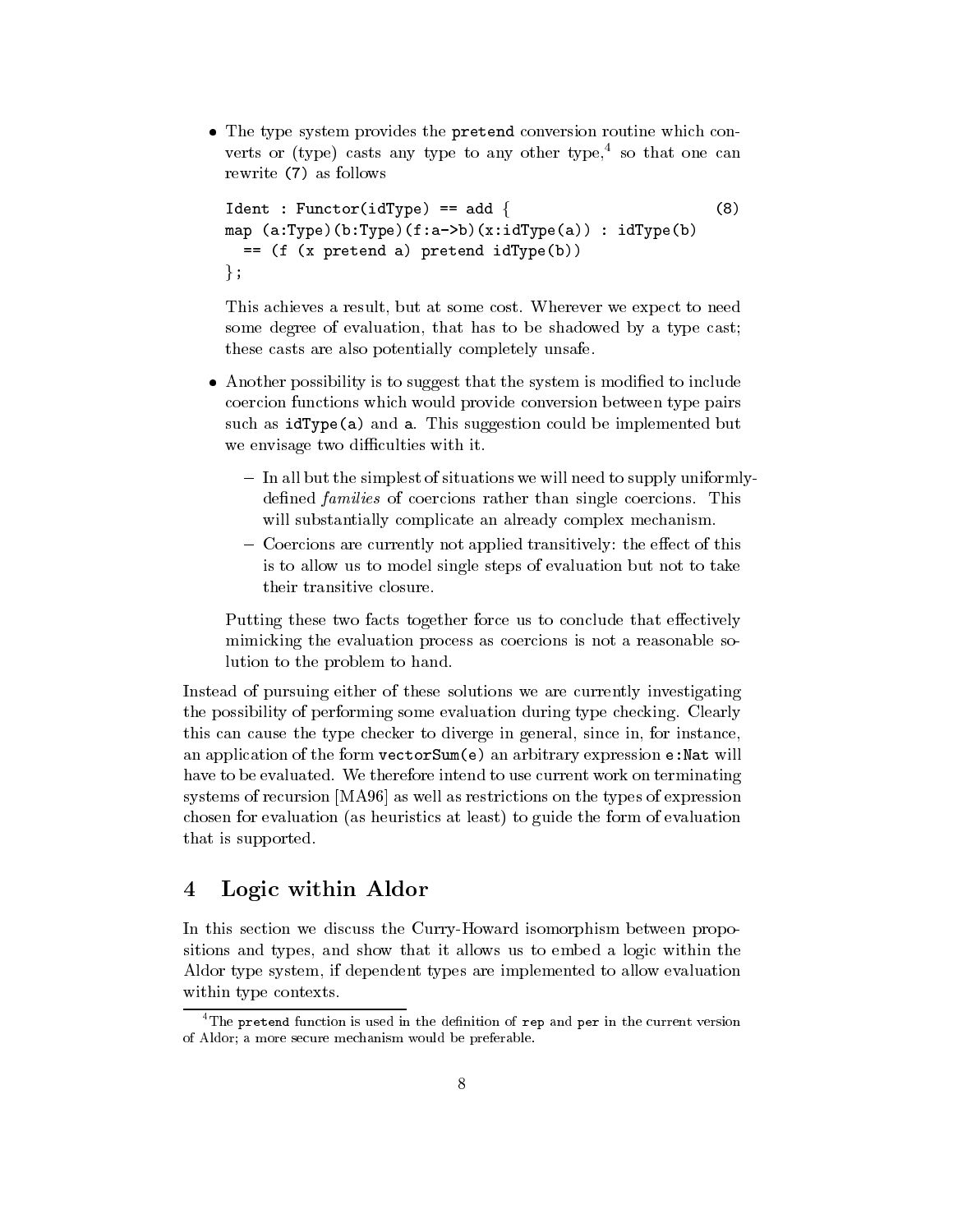- The type system provides the `pretend` conversion routine which converts or (type) casts any type to any other type,[4] so that one can rewrite (7) as follows

  ```
  Ident : Functor(idType) == add {                          (8)
  map (a:Type)(b:Type)(f:a->b)(x:idType(a)) : idType(b)
    == (f (x pretend a) pretend idType(b))
  };
  ```

  This achieves a result, but at some cost. Wherever we expect to need some degree of evaluation, that has to be shadowed by a type cast; these casts are also potentially completely unsafe.

- Another possibility is to suggest that the system is modified to include coercion functions which would provide conversion between type pairs such as `idType(a)` and `a`. This suggestion could be implemented but we envisage two difficulties with it.

  - In all but the simplest of situations we will need to supply uniformly-defined *families* of coercions rather than single coercions. This will substantially complicate an already complex mechanism.
  - Coercions are currently not applied transitively: the effect of this is to allow us to model single steps of evaluation but not to take their transitive closure.

  Putting these two facts together force us to conclude that effectively mimicking the evaluation process as coercions is not a reasonable solution to the problem to hand.

Instead of pursuing either of these solutions we are currently investigating the possibility of performing some evaluation during type checking. Clearly this can cause the type checker to diverge in general, since in, for instance, an application of the form `vectorSum(e)` an arbitrary expression `e:Nat` will have to be evaluated. We therefore intend to use current work on terminating systems of recursion [MA96] as well as restrictions on the types of expression chosen for evaluation (as heuristics at least) to guide the form of evaluation that is supported.

## 4 Logic within Aldor

In this section we discuss the Curry-Howard isomorphism between propositions and types, and show that it allows us to embed a logic within the Aldor type system, if dependent types are implemented to allow evaluation within type contexts.

---

[4] The `pretend` function is used in the definition of `rep` and `per` in the current version of Aldor; a more secure mechanism would be preferable.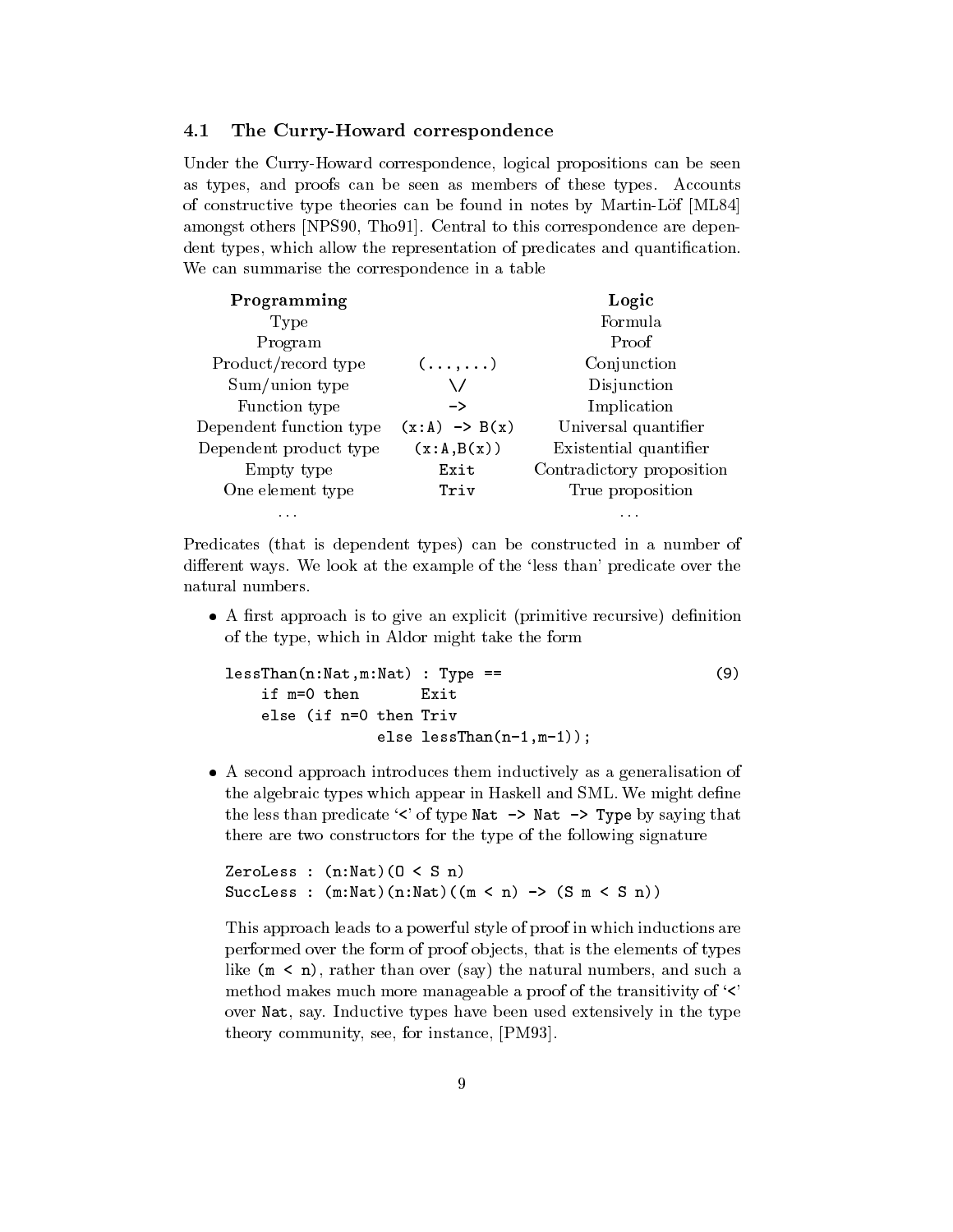### 4.1 The Curry-Howard correspondence

Under the Curry-Howard correspondence, logical propositions can be seen as types, and proofs can be seen as members of these types. Accounts of constructive type theories can be found in notes by Martin-Löf [ML84] amongst others [NPS90, Tho91]. Central to this correspondence are dependent types, which allow the representation of predicates and quantification. We can summarise the correspondence in a table

| **Programming** | | **Logic** |
|---|---|---|
| Type | | Formula |
| Program | | Proof |
| Product/record type | `(...,...)` | Conjunction |
| Sum/union type | `\/` | Disjunction |
| Function type | `->` | Implication |
| Dependent function type | `(x:A) -> B(x)` | Universal quantifier |
| Dependent product type | `(x:A,B(x))` | Existential quantifier |
| Empty type | `Exit` | Contradictory proposition |
| One element type | `Triv` | True proposition |
| ... | | ... |

Predicates (that is dependent types) can be constructed in a number of different ways. We look at the example of the 'less than' predicate over the natural numbers.

- A first approach is to give an explicit (primitive recursive) definition of the type, which in Aldor might take the form

  ```
  lessThan(n:Nat,m:Nat) : Type ==                          (9)
      if m=0 then       Exit
      else (if n=0 then Triv
                  else lessThan(n-1,m-1));
  ```

- A second approach introduces them inductively as a generalisation of the algebraic types which appear in Haskell and SML. We might define the less than predicate '`<`' of type `Nat -> Nat -> Type` by saying that there are two constructors for the type of the following signature

  ```
  ZeroLess : (n:Nat)(0 < S n)
  SuccLess : (m:Nat)(n:Nat)((m < n) -> (S m < S n))
  ```

  This approach leads to a powerful style of proof in which inductions are performed over the form of proof objects, that is the elements of types like `(m < n)`, rather than over (say) the natural numbers, and such a method makes much more manageable a proof of the transitivity of '`<`' over `Nat`, say. Inductive types have been used extensively in the type theory community, see, for instance, [PM93].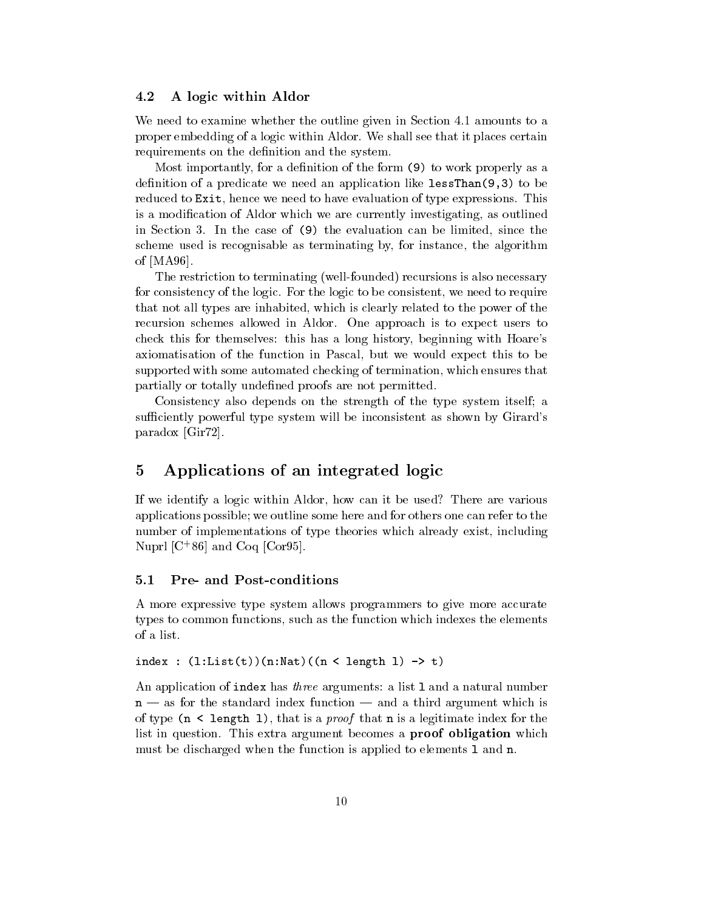### 4.2 A logic within Aldor

We need to examine whether the outline given in Section 4.1 amounts to a proper embedding of a logic within Aldor. We shall see that it places certain requirements on the definition and the system.

Most importantly, for a definition of the form `(9)` to work properly as a definition of a predicate we need an application like `lessThan(9,3)` to be reduced to `Exit`, hence we need to have evaluation of type expressions. This is a modification of Aldor which we are currently investigating, as outlined in Section 3. In the case of `(9)` the evaluation can be limited, since the scheme used is recognisable as terminating by, for instance, the algorithm of [MA96].

The restriction to terminating (well-founded) recursions is also necessary for consistency of the logic. For the logic to be consistent, we need to require that not all types are inhabited, which is clearly related to the power of the recursion schemes allowed in Aldor. One approach is to expect users to check this for themselves: this has a long history, beginning with Hoare's axiomatisation of the function in Pascal, but we would expect this to be supported with some automated checking of termination, which ensures that partially or totally undefined proofs are not permitted.

Consistency also depends on the strength of the type system itself; a sufficiently powerful type system will be inconsistent as shown by Girard's paradox [Gir72].

## 5 Applications of an integrated logic

If we identify a logic within Aldor, how can it be used? There are various applications possible; we outline some here and for others one can refer to the number of implementations of type theories which already exist, including Nuprl [C+86] and Coq [Cor95].

### 5.1 Pre- and Post-conditions

A more expressive type system allows programmers to give more accurate types to common functions, such as the function which indexes the elements of a list.

```
index : (l:List(t))(n:Nat)((n < length l) -> t)
```

An application of `index` has *three* arguments: a list `l` and a natural number `n` — as for the standard index function — and a third argument which is of type `(n < length l)`, that is a *proof* that `n` is a legitimate index for the list in question. This extra argument becomes a **proof obligation** which must be discharged when the function is applied to elements `l` and `n`.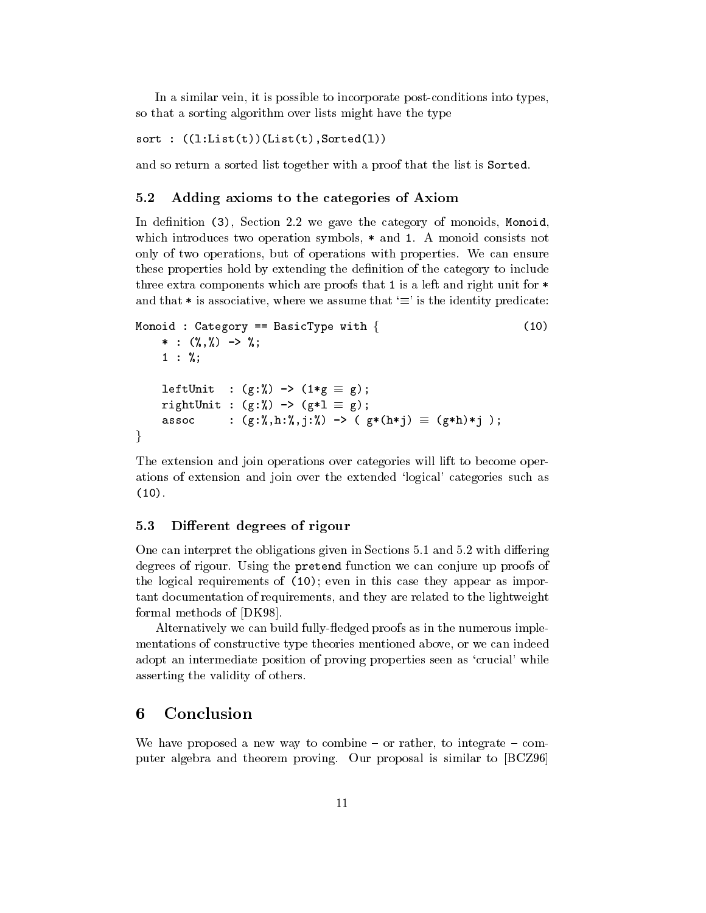In a similar vein, it is possible to incorporate post-conditions into types, so that a sorting algorithm over lists might have the type

```
sort : ((l:List(t))(List(t),Sorted(l))
```

and so return a sorted list together with a proof that the list is `Sorted`.

### 5.2 Adding axioms to the categories of Axiom

In definition `(3)`, Section 2.2 we gave the category of monoids, `Monoid`, which introduces two operation symbols, `*` and `1`. A monoid consists not only of two operations, but of operations with properties. We can ensure these properties hold by extending the definition of the category to include three extra components which are proofs that `1` is a left and right unit for `*` and that `*` is associative, where we assume that '≡' is the identity predicate:

```
Monoid : Category == BasicType with {                          (10)
    * : (%,%) -> %;
    1 : %;

    leftUnit  : (g:%) -> (1*g ≡ g);
    rightUnit : (g:%) -> (g*1 ≡ g);
    assoc     : (g:%,h:%,j:%) -> ( g*(h*j) ≡ (g*h)*j );
}
```

The extension and join operations over categories will lift to become operations of extension and join over the extended 'logical' categories such as `(10)`.

### 5.3 Different degrees of rigour

One can interpret the obligations given in Sections 5.1 and 5.2 with differing degrees of rigour. Using the `pretend` function we can conjure up proofs of the logical requirements of `(10)`; even in this case they appear as important documentation of requirements, and they are related to the lightweight formal methods of [DK98].

Alternatively we can build fully-fledged proofs as in the numerous implementations of constructive type theories mentioned above, or we can indeed adopt an intermediate position of proving properties seen as 'crucial' while asserting the validity of others.

## 6 Conclusion

We have proposed a new way to combine – or rather, to integrate – computer algebra and theorem proving. Our proposal is similar to [BCZ96]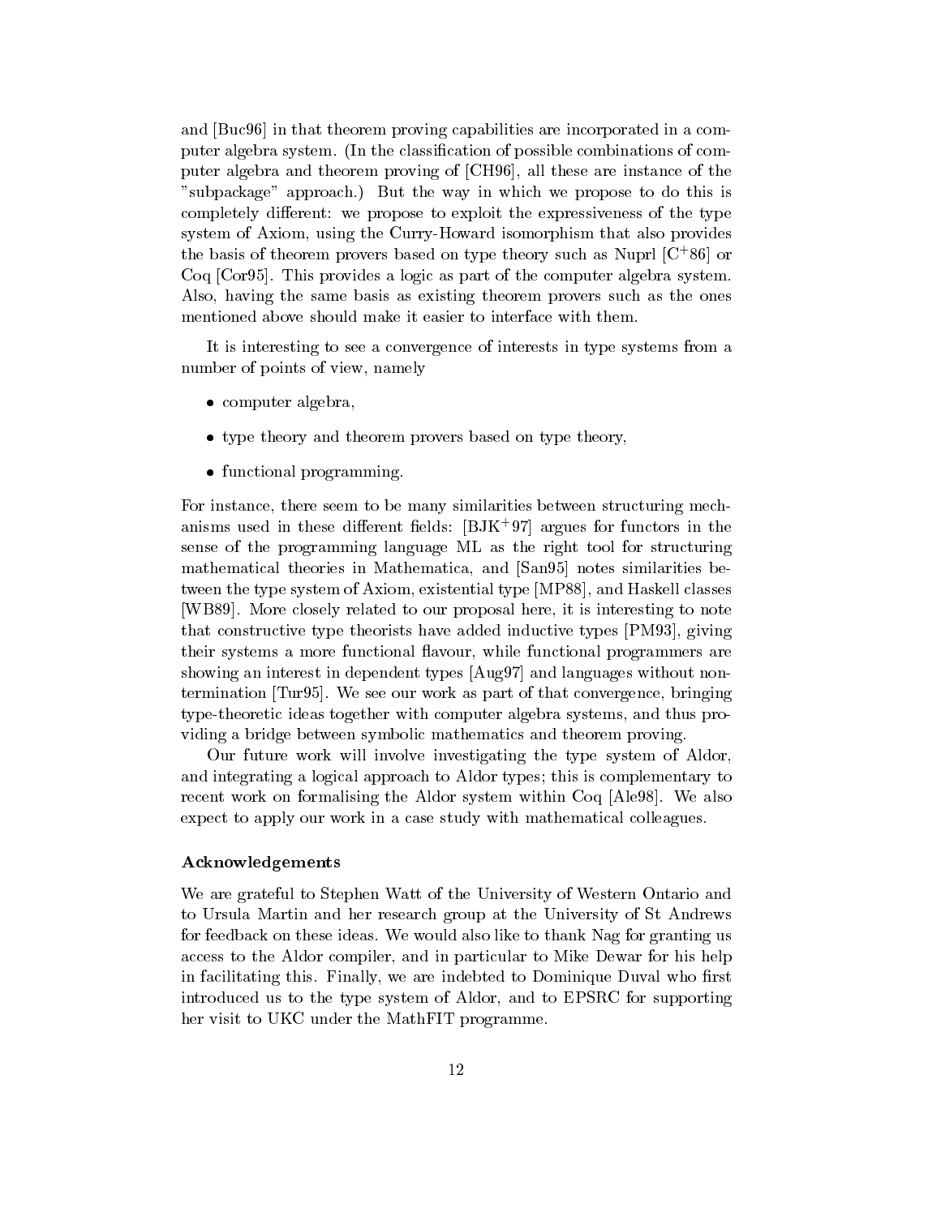and [Buc96] in that theorem proving capabilities are incorporated in a computer algebra system. (In the classification of possible combinations of computer algebra and theorem proving of [CH96], all these are instance of the "subpackage" approach.) But the way in which we propose to do this is completely different: we propose to exploit the expressiveness of the type system of Axiom, using the Curry-Howard isomorphism that also provides the basis of theorem provers based on type theory such as Nuprl [C+86] or Coq [Cor95]. This provides a logic as part of the computer algebra system. Also, having the same basis as existing theorem provers such as the ones mentioned above should make it easier to interface with them.

It is interesting to see a convergence of interests in type systems from a number of points of view, namely

- computer algebra,
- type theory and theorem provers based on type theory,
- functional programming.

For instance, there seem to be many similarities between structuring mechanisms used in these different fields: [BJK+97] argues for functors in the sense of the programming language ML as the right tool for structuring mathematical theories in Mathematica, and [San95] notes similarities between the type system of Axiom, existential type [MP88], and Haskell classes [WB89]. More closely related to our proposal here, it is interesting to note that constructive type theorists have added inductive types [PM93], giving their systems a more functional flavour, while functional programmers are showing an interest in dependent types [Aug97] and languages without non-termination [Tur95]. We see our work as part of that convergence, bringing type-theoretic ideas together with computer algebra systems, and thus providing a bridge between symbolic mathematics and theorem proving.

Our future work will involve investigating the type system of Aldor, and integrating a logical approach to Aldor types; this is complementary to recent work on formalising the Aldor system within Coq [Ale98]. We also expect to apply our work in a case study with mathematical colleagues.

### Acknowledgements

We are grateful to Stephen Watt of the University of Western Ontario and to Ursula Martin and her research group at the University of St Andrews for feedback on these ideas. We would also like to thank Nag for granting us access to the Aldor compiler, and in particular to Mike Dewar for his help in facilitating this. Finally, we are indebted to Dominique Duval who first introduced us to the type system of Aldor, and to EPSRC for supporting her visit to UKC under the MathFIT programme.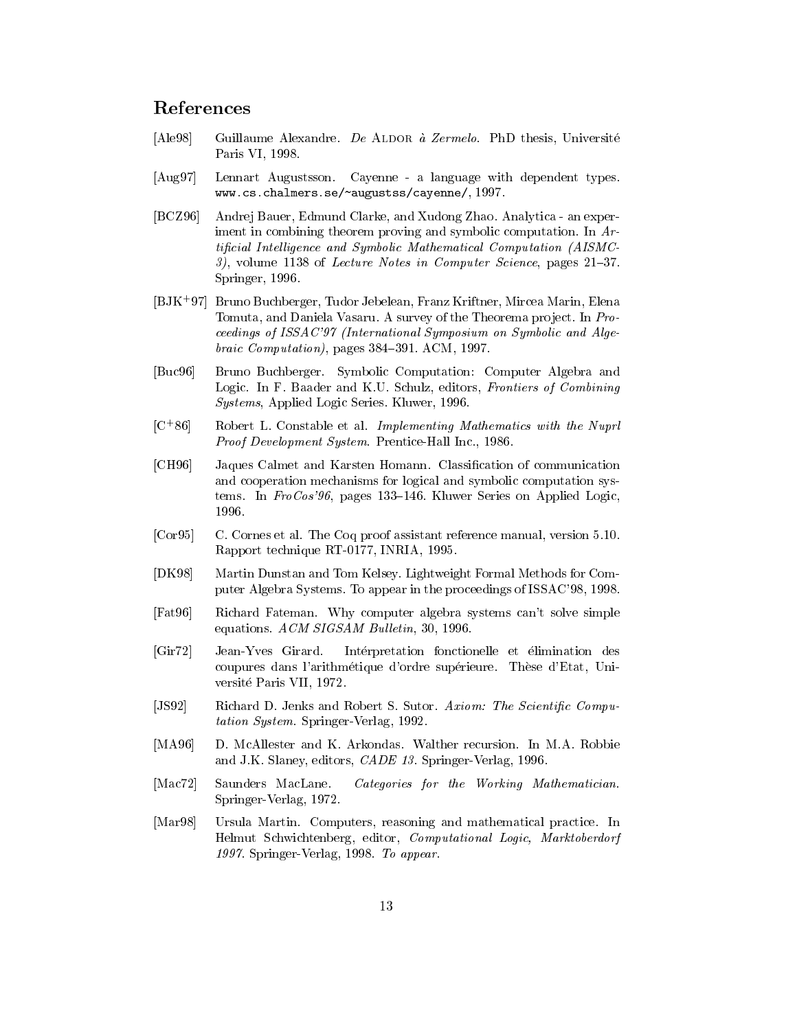## References

[Ale98] Guillaume Alexandre. *De* ALDOR *à Zermelo*. PhD thesis, Université Paris VI, 1998.

[Aug97] Lennart Augustsson. Cayenne - a language with dependent types. `www.cs.chalmers.se/~augustss/cayenne/`, 1997.

[BCZ96] Andrej Bauer, Edmund Clarke, and Xudong Zhao. Analytica - an experiment in combining theorem proving and symbolic computation. In *Artificial Intelligence and Symbolic Mathematical Computation (AISMC-3)*, volume 1138 of *Lecture Notes in Computer Science*, pages 21–37. Springer, 1996.

[BJK+97] Bruno Buchberger, Tudor Jebelean, Franz Kriftner, Mircea Marin, Elena Tomuta, and Daniela Vasaru. A survey of the Theorema project. In *Proceedings of ISSAC'97 (International Symposium on Symbolic and Algebraic Computation)*, pages 384–391. ACM, 1997.

[Buc96] Bruno Buchberger. Symbolic Computation: Computer Algebra and Logic. In F. Baader and K.U. Schulz, editors, *Frontiers of Combining Systems*, Applied Logic Series. Kluwer, 1996.

[C+86] Robert L. Constable et al. *Implementing Mathematics with the Nuprl Proof Development System*. Prentice-Hall Inc., 1986.

[CH96] Jaques Calmet and Karsten Homann. Classification of communication and cooperation mechanisms for logical and symbolic computation systems. In *FroCos'96*, pages 133–146. Kluwer Series on Applied Logic, 1996.

[Cor95] C. Cornes et al. The Coq proof assistant reference manual, version 5.10. Rapport technique RT-0177, INRIA, 1995.

[DK98] Martin Dunstan and Tom Kelsey. Lightweight Formal Methods for Computer Algebra Systems. To appear in the proceedings of ISSAC'98, 1998.

[Fat96] Richard Fateman. Why computer algebra systems can't solve simple equations. *ACM SIGSAM Bulletin*, 30, 1996.

[Gir72] Jean-Yves Girard. Intérpretation fonctionelle et élimination des coupures dans l'arithmétique d'ordre supérieure. Thèse d'Etat, Université Paris VII, 1972.

[JS92] Richard D. Jenks and Robert S. Sutor. *Axiom: The Scientific Computation System*. Springer-Verlag, 1992.

[MA96] D. McAllester and K. Arkondas. Walther recursion. In M.A. Robbie and J.K. Slaney, editors, *CADE 13*. Springer-Verlag, 1996.

[Mac72] Saunders MacLane. *Categories for the Working Mathematician*. Springer-Verlag, 1972.

[Mar98] Ursula Martin. Computers, reasoning and mathematical practice. In Helmut Schwichtenberg, editor, *Computational Logic, Marktoberdorf 1997*. Springer-Verlag, 1998. *To appear*.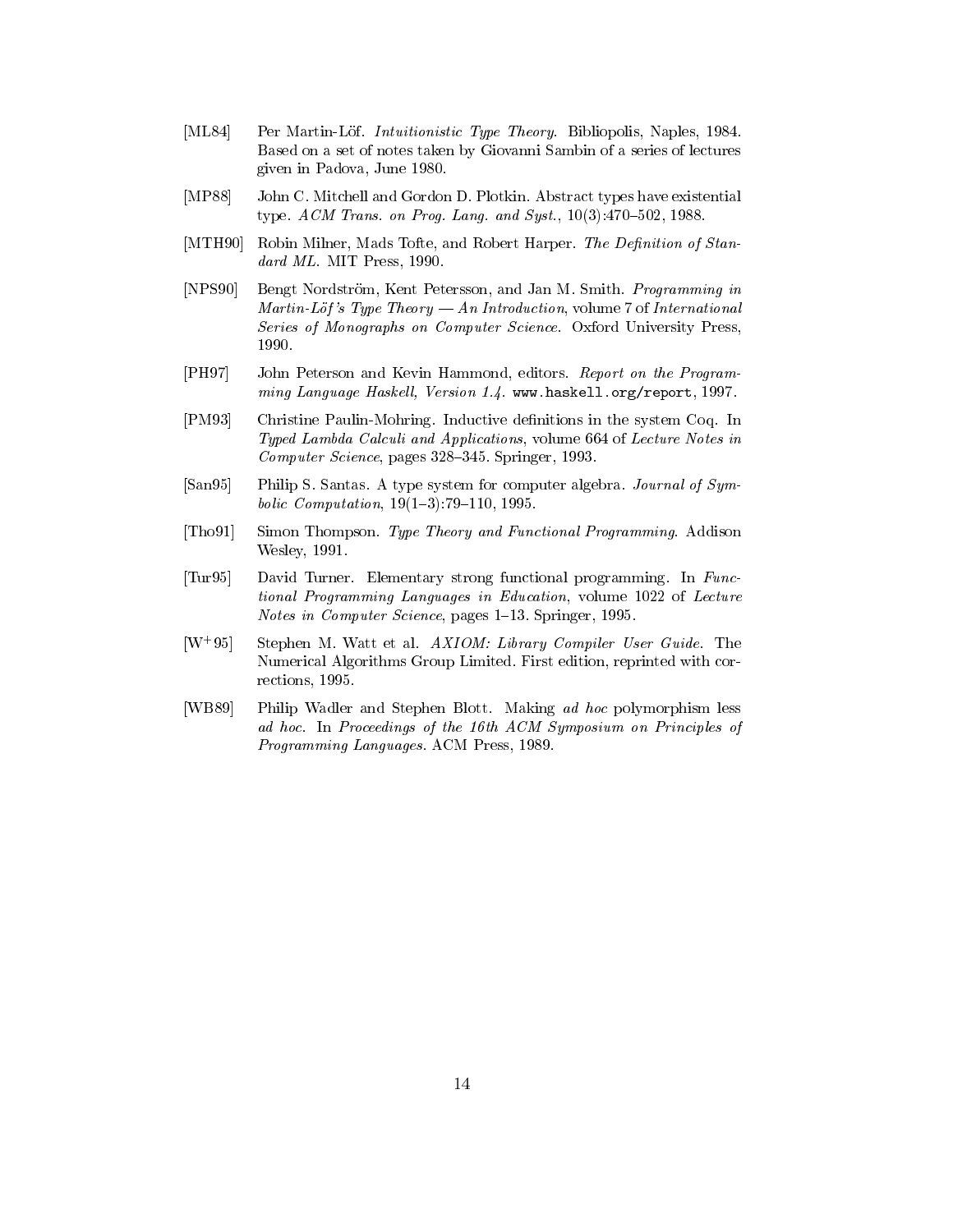[ML84] Per Martin-Löf. *Intuitionistic Type Theory*. Bibliopolis, Naples, 1984. Based on a set of notes taken by Giovanni Sambin of a series of lectures given in Padova, June 1980.

[MP88] John C. Mitchell and Gordon D. Plotkin. Abstract types have existential type. *ACM Trans. on Prog. Lang. and Syst.*, 10(3):470–502, 1988.

[MTH90] Robin Milner, Mads Tofte, and Robert Harper. *The Definition of Standard ML*. MIT Press, 1990.

[NPS90] Bengt Nordström, Kent Petersson, and Jan M. Smith. *Programming in Martin-Löf's Type Theory — An Introduction*, volume 7 of *International Series of Monographs on Computer Science*. Oxford University Press, 1990.

[PH97] John Peterson and Kevin Hammond, editors. *Report on the Programming Language Haskell, Version 1.4*. `www.haskell.org/report`, 1997.

[PM93] Christine Paulin-Mohring. Inductive definitions in the system Coq. In *Typed Lambda Calculi and Applications*, volume 664 of *Lecture Notes in Computer Science*, pages 328–345. Springer, 1993.

[San95] Philip S. Santas. A type system for computer algebra. *Journal of Symbolic Computation*, 19(1–3):79–110, 1995.

[Tho91] Simon Thompson. *Type Theory and Functional Programming*. Addison Wesley, 1991.

[Tur95] David Turner. Elementary strong functional programming. In *Functional Programming Languages in Education*, volume 1022 of *Lecture Notes in Computer Science*, pages 1–13. Springer, 1995.

[W+95] Stephen M. Watt et al. *AXIOM: Library Compiler User Guide*. The Numerical Algorithms Group Limited. First edition, reprinted with corrections, 1995.

[WB89] Philip Wadler and Stephen Blott. Making *ad hoc* polymorphism less *ad hoc*. In *Proceedings of the 16th ACM Symposium on Principles of Programming Languages*. ACM Press, 1989.